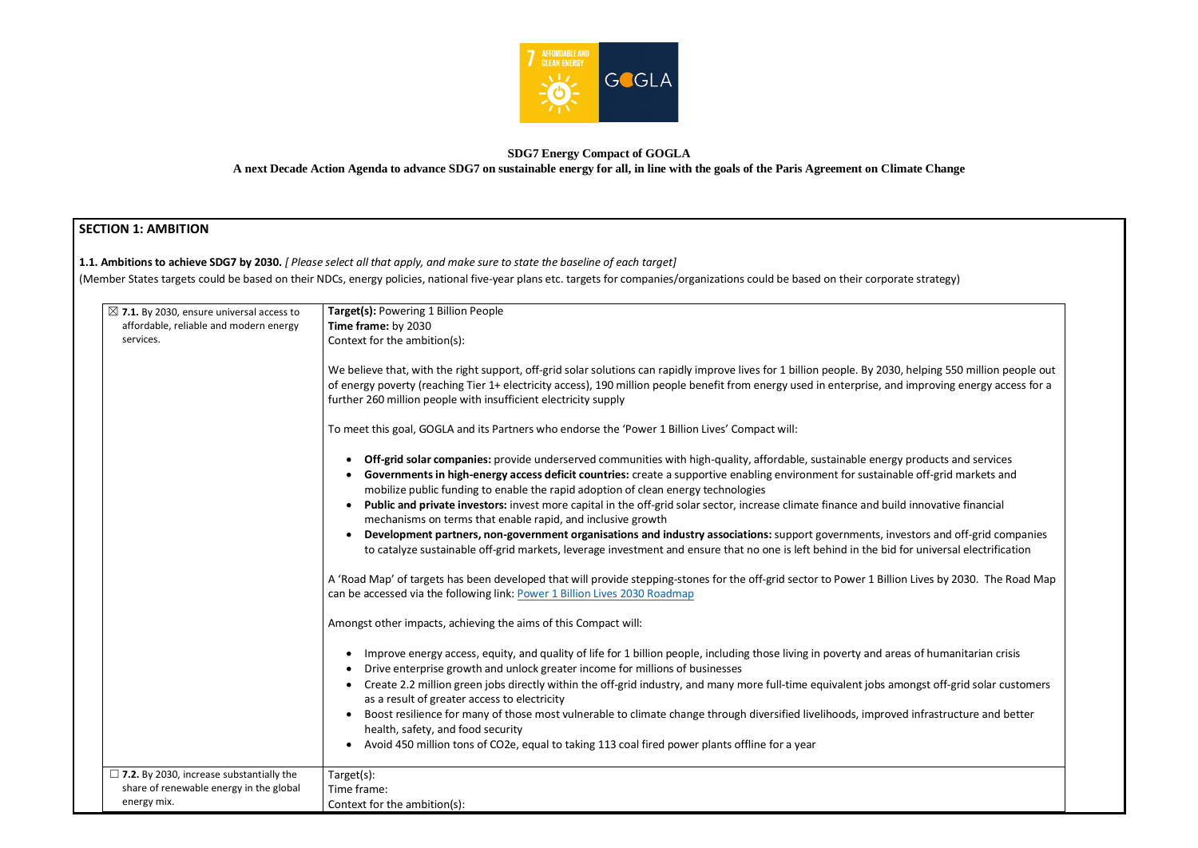**SDG7 Energy Compact of GOGLA**

**A next Decade Action Agenda to advance SDG7 on sustainable energy for all, in line with the goals of the Paris Agreement on Climate Change**

## SECTION 1: AMBITION

**1.1. Ambitions to achieve SDG7 by 2030.** *[ Please select all that apply, and make sure to state the baseline of each target]*

(Member States targets could be based on their NDCs, energy policies, national five-year plans etc. targets for companies/organizations could be based on their corporate strategy)

| | |
|---|---|
| ☒ **7.1.** By 2030, ensure universal access to affordable, reliable and modern energy services. | **Target(s):** Powering 1 Billion People<br>**Time frame:** by 2030<br>Context for the ambition(s):<br><br>We believe that, with the right support, off-grid solar solutions can rapidly improve lives for 1 billion people. By 2030, helping 550 million people out of energy poverty (reaching Tier 1+ electricity access), 190 million people benefit from energy used in enterprise, and improving energy access for a further 260 million people with insufficient electricity supply<br><br>To meet this goal, GOGLA and its Partners who endorse the 'Power 1 Billion Lives' Compact will:<br><br>• **Off-grid solar companies:** provide underserved communities with high-quality, affordable, sustainable energy products and services<br>• **Governments in high-energy access deficit countries:** create a supportive enabling environment for sustainable off-grid markets and mobilize public funding to enable the rapid adoption of clean energy technologies<br>• **Public and private investors:** invest more capital in the off-grid solar sector, increase climate finance and build innovative financial mechanisms on terms that enable rapid, and inclusive growth<br>• **Development partners, non-government organisations and industry associations:** support governments, investors and off-grid companies to catalyze sustainable off-grid markets, leverage investment and ensure that no one is left behind in the bid for universal electrification<br><br>A 'Road Map' of targets has been developed that will provide stepping-stones for the off-grid sector to Power 1 Billion Lives by 2030. The Road Map can be accessed via the following link: Power 1 Billion Lives 2030 Roadmap<br><br>Amongst other impacts, achieving the aims of this Compact will:<br><br>• Improve energy access, equity, and quality of life for 1 billion people, including those living in poverty and areas of humanitarian crisis<br>• Drive enterprise growth and unlock greater income for millions of businesses<br>• Create 2.2 million green jobs directly within the off-grid industry, and many more full-time equivalent jobs amongst off-grid solar customers as a result of greater access to electricity<br>• Boost resilience for many of those most vulnerable to climate change through diversified livelihoods, improved infrastructure and better health, safety, and food security<br>• Avoid 450 million tons of $CO_2e$, equal to taking 113 coal fired power plants offline for a year |
| ☐ **7.2.** By 2030, increase substantially the share of renewable energy in the global energy mix. | Target(s):<br>Time frame:<br>Context for the ambition(s): |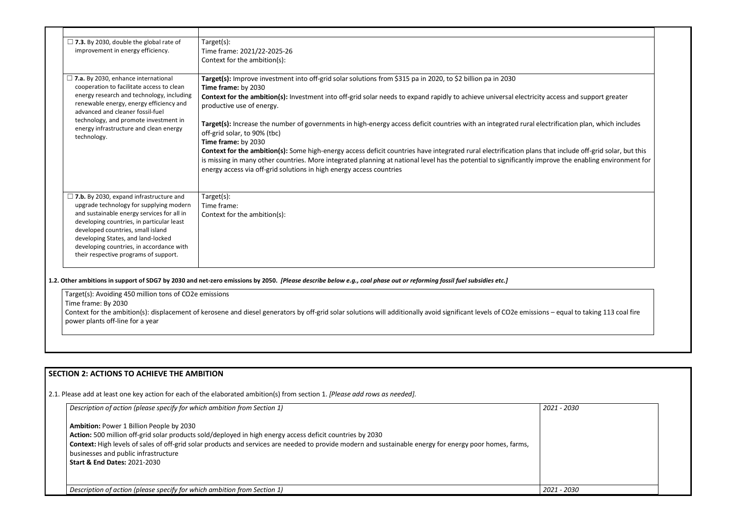| | |
|---|---|
| ☐ **7.3.** By 2030, double the global rate of improvement in energy efficiency. | Target(s):<br>Time frame: 2021/22-2025-26<br>Context for the ambition(s): |
| ☐ **7.a.** By 2030, enhance international cooperation to facilitate access to clean energy research and technology, including renewable energy, energy efficiency and advanced and cleaner fossil-fuel technology, and promote investment in energy infrastructure and clean energy technology. | **Target(s):** Improve investment into off-grid solar solutions from $315 pa in 2020, to $2 billion pa in 2030<br>**Time frame:** by 2030<br>**Context for the ambition(s):** Investment into off-grid solar needs to expand rapidly to achieve universal electricity access and support greater productive use of energy.<br><br>**Target(s):** Increase the number of governments in high-energy access deficit countries with an integrated rural electrification plan, which includes off-grid solar, to 90% (tbc)<br>**Time frame:** by 2030<br>**Context for the ambition(s):** Some high-energy access deficit countries have integrated rural electrification plans that include off-grid solar, but this is missing in many other countries. More integrated planning at national level has the potential to significantly improve the enabling environment for energy access via off-grid solutions in high energy access countries |
| ☐ **7.b.** By 2030, expand infrastructure and upgrade technology for supplying modern and sustainable energy services for all in developing countries, in particular least developed countries, small island developing States, and land-locked developing countries, in accordance with their respective programs of support. | Target(s):<br>Time frame:<br>Context for the ambition(s): |

**1.2. Other ambitions in support of SDG7 by 2030 and net-zero emissions by 2050.** ***[Please describe below e.g., coal phase out or reforming fossil fuel subsidies etc.]***

Target(s): Avoiding 450 million tons of CO2e emissions
Time frame: By 2030
Context for the ambition(s): displacement of kerosene and diesel generators by off-grid solar solutions will additionally avoid significant levels of CO2e emissions – equal to taking 113 coal fire power plants off-line for a year

## SECTION 2: ACTIONS TO ACHIEVE THE AMBITION

2.1. Please add at least one key action for each of the elaborated ambition(s) from section 1. *[Please add rows as needed].*

| *Description of action (please specify for which ambition from Section 1)* | *2021 - 2030* |
|---|---|
| **Ambition:** Power 1 Billion People by 2030<br>**Action:** 500 million off-grid solar products sold/deployed in high energy access deficit countries by 2030<br>**Context:** High levels of sales of off-grid solar products and services are needed to provide modern and sustainable energy for energy poor homes, farms, businesses and public infrastructure<br>**Start & End Dates:** 2021-2030 | |
| *Description of action (please specify for which ambition from Section 1)* | *2021 - 2030* |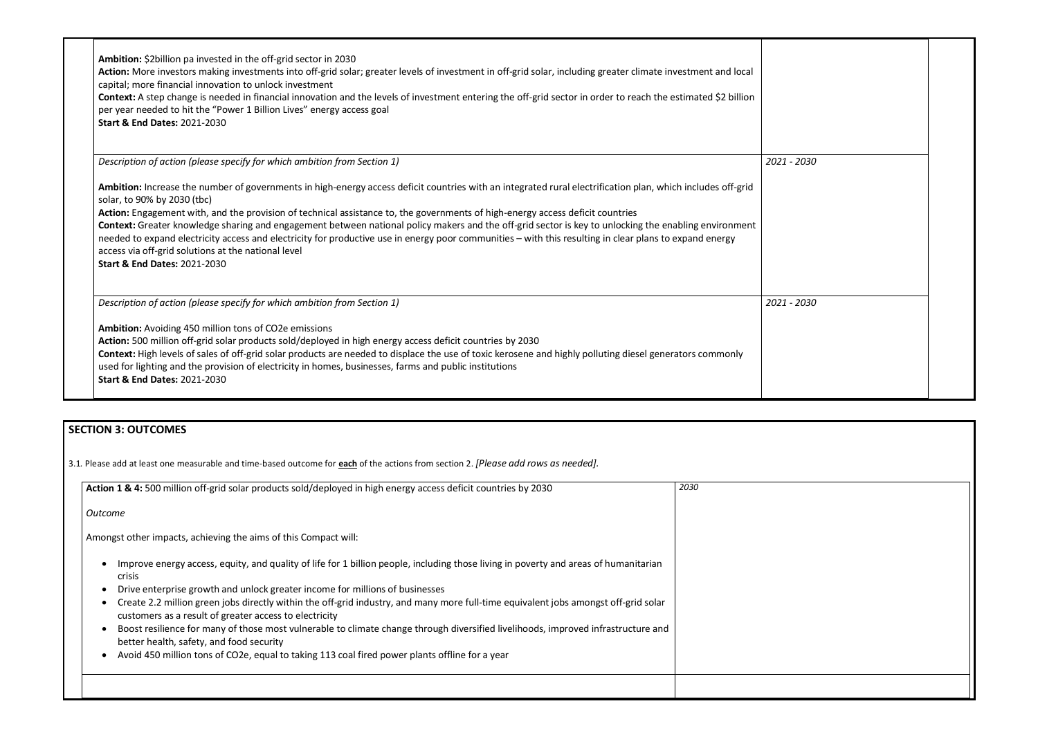| | |
|---|---|
| **Ambition:** $2billion pa invested in the off-grid sector in 2030<br>**Action:** More investors making investments into off-grid solar; greater levels of investment in off-grid solar, including greater climate investment and local capital; more financial innovation to unlock investment<br>**Context:** A step change is needed in financial innovation and the levels of investment entering the off-grid sector in order to reach the estimated $2 billion per year needed to hit the "Power 1 Billion Lives" energy access goal<br>**Start & End Dates:** 2021-2030 | |
| *Description of action (please specify for which ambition from Section 1)*<br><br>**Ambition:** Increase the number of governments in high-energy access deficit countries with an integrated rural electrification plan, which includes off-grid solar, to 90% by 2030 (tbc)<br>**Action:** Engagement with, and the provision of technical assistance to, the governments of high-energy access deficit countries<br>**Context:** Greater knowledge sharing and engagement between national policy makers and the off-grid sector is key to unlocking the enabling environment needed to expand electricity access and electricity for productive use in energy poor communities – with this resulting in clear plans to expand energy access via off-grid solutions at the national level<br>**Start & End Dates:** 2021-2030 | *2021 - 2030* |
| *Description of action (please specify for which ambition from Section 1)*<br><br>**Ambition:** Avoiding 450 million tons of CO2e emissions<br>**Action:** 500 million off-grid solar products sold/deployed in high energy access deficit countries by 2030<br>**Context:** High levels of sales of off-grid solar products are needed to displace the use of toxic kerosene and highly polluting diesel generators commonly used for lighting and the provision of electricity in homes, businesses, farms and public institutions<br>**Start & End Dates:** 2021-2030 | *2021 - 2030* |

## SECTION 3: OUTCOMES

3.1. Please add at least one measurable and time-based outcome for **each** of the actions from section 2. *[Please add rows as needed].*

| | |
|---|---|
| **Action 1 & 4:** 500 million off-grid solar products sold/deployed in high energy access deficit countries by 2030<br><br>*Outcome*<br><br>Amongst other impacts, achieving the aims of this Compact will:<br><br>• Improve energy access, equity, and quality of life for 1 billion people, including those living in poverty and areas of humanitarian crisis<br>• Drive enterprise growth and unlock greater income for millions of businesses<br>• Create 2.2 million green jobs directly within the off-grid industry, and many more full-time equivalent jobs amongst off-grid solar customers as a result of greater access to electricity<br>• Boost resilience for many of those most vulnerable to climate change through diversified livelihoods, improved infrastructure and better health, safety, and food security<br>• Avoid 450 million tons of CO2e, equal to taking 113 coal fired power plants offline for a year | *2030* |
| | |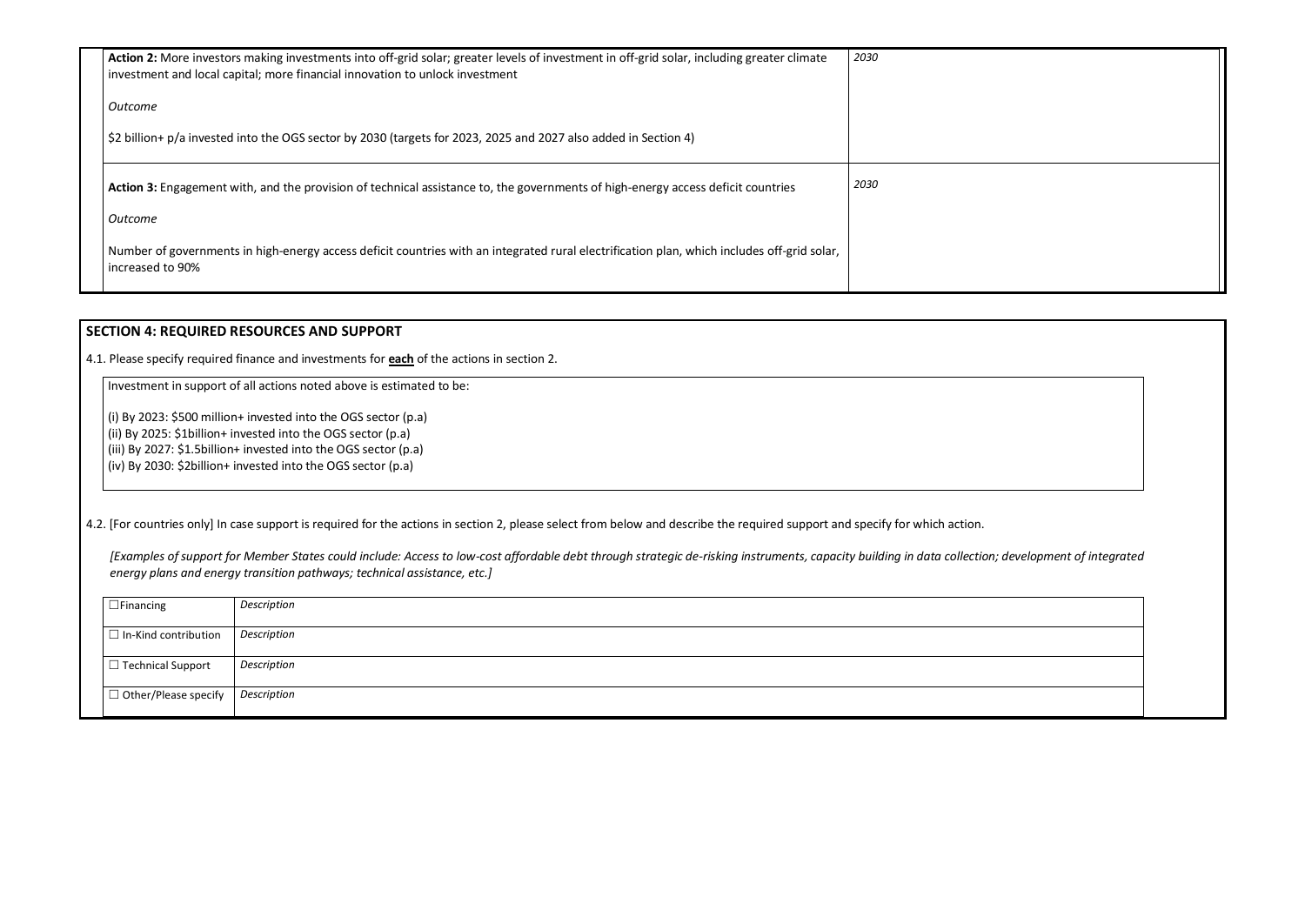| | |
|---|---|
| **Action 2:** More investors making investments into off-grid solar; greater levels of investment in off-grid solar, including greater climate investment and local capital; more financial innovation to unlock investment<br><br>*Outcome*<br><br>$2 billion+ p/a invested into the OGS sector by 2030 (targets for 2023, 2025 and 2027 also added in Section 4) | *2030* |
| **Action 3:** Engagement with, and the provision of technical assistance to, the governments of high-energy access deficit countries<br><br>*Outcome*<br><br>Number of governments in high-energy access deficit countries with an integrated rural electrification plan, which includes off-grid solar, increased to 90% | *2030* |

## SECTION 4: REQUIRED RESOURCES AND SUPPORT

4.1. Please specify required finance and investments for **each** of the actions in section 2.

Investment in support of all actions noted above is estimated to be:

(i) By 2023: $500 million+ invested into the OGS sector (p.a)
(ii) By 2025: $1billion+ invested into the OGS sector (p.a)
(iii) By 2027: $1.5billion+ invested into the OGS sector (p.a)
(iv) By 2030: $2billion+ invested into the OGS sector (p.a)

4.2. [For countries only] In case support is required for the actions in section 2, please select from below and describe the required support and specify for which action.

*[Examples of support for Member States could include: Access to low-cost affordable debt through strategic de-risking instruments, capacity building in data collection; development of integrated energy plans and energy transition pathways; technical assistance, etc.]*

| | |
|---|---|
| ☐ Financing | *Description* |
| ☐ In-Kind contribution | *Description* |
| ☐ Technical Support | *Description* |
| ☐ Other/Please specify | *Description* |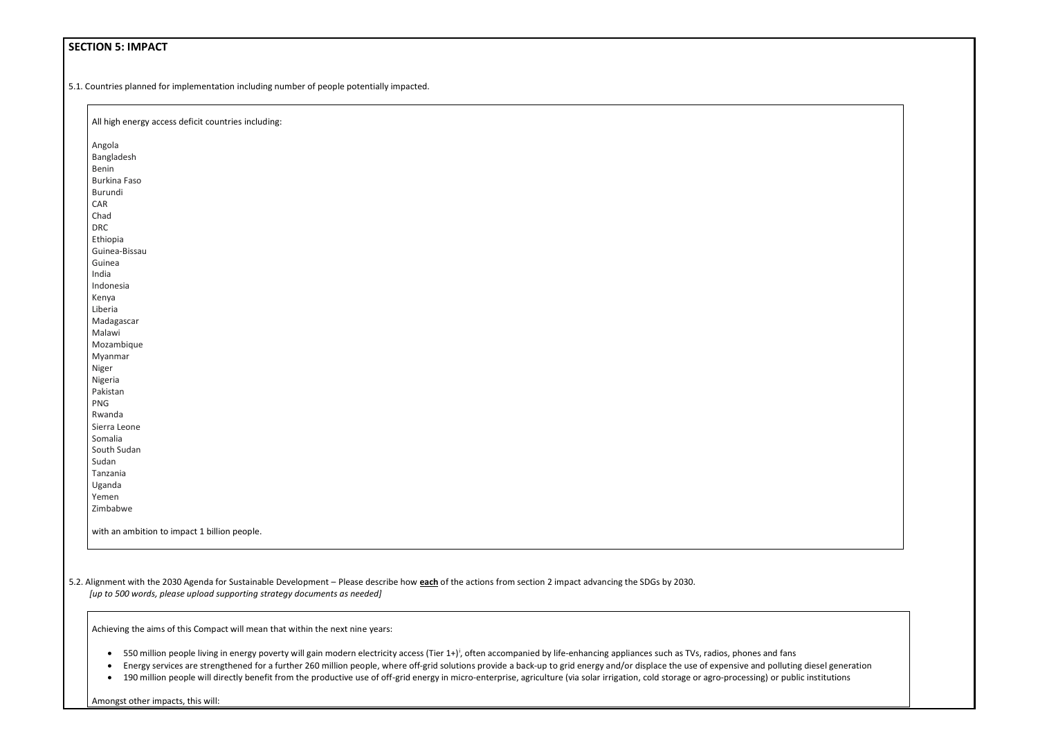## SECTION 5: IMPACT

5.1. Countries planned for implementation including number of people potentially impacted.

All high energy access deficit countries including:

Angola
Bangladesh
Benin
Burkina Faso
Burundi
CAR
Chad
DRC
Ethiopia
Guinea-Bissau
Guinea
India
Indonesia
Kenya
Liberia
Madagascar
Malawi
Mozambique
Myanmar
Niger
Nigeria
Pakistan
PNG
Rwanda
Sierra Leone
Somalia
South Sudan
Sudan
Tanzania
Uganda
Yemen
Zimbabwe

with an ambition to impact 1 billion people.

5.2. Alignment with the 2030 Agenda for Sustainable Development – Please describe how **each** of the actions from section 2 impact advancing the SDGs by 2030.
*[up to 500 words, please upload supporting strategy documents as needed]*

Achieving the aims of this Compact will mean that within the next nine years:

- 550 million people living in energy poverty will gain modern electricity access (Tier 1+)[i], often accompanied by life-enhancing appliances such as TVs, radios, phones and fans
- Energy services are strengthened for a further 260 million people, where off-grid solutions provide a back-up to grid energy and/or displace the use of expensive and polluting diesel generation
- 190 million people will directly benefit from the productive use of off-grid energy in micro-enterprise, agriculture (via solar irrigation, cold storage or agro-processing) or public institutions

Amongst other impacts, this will: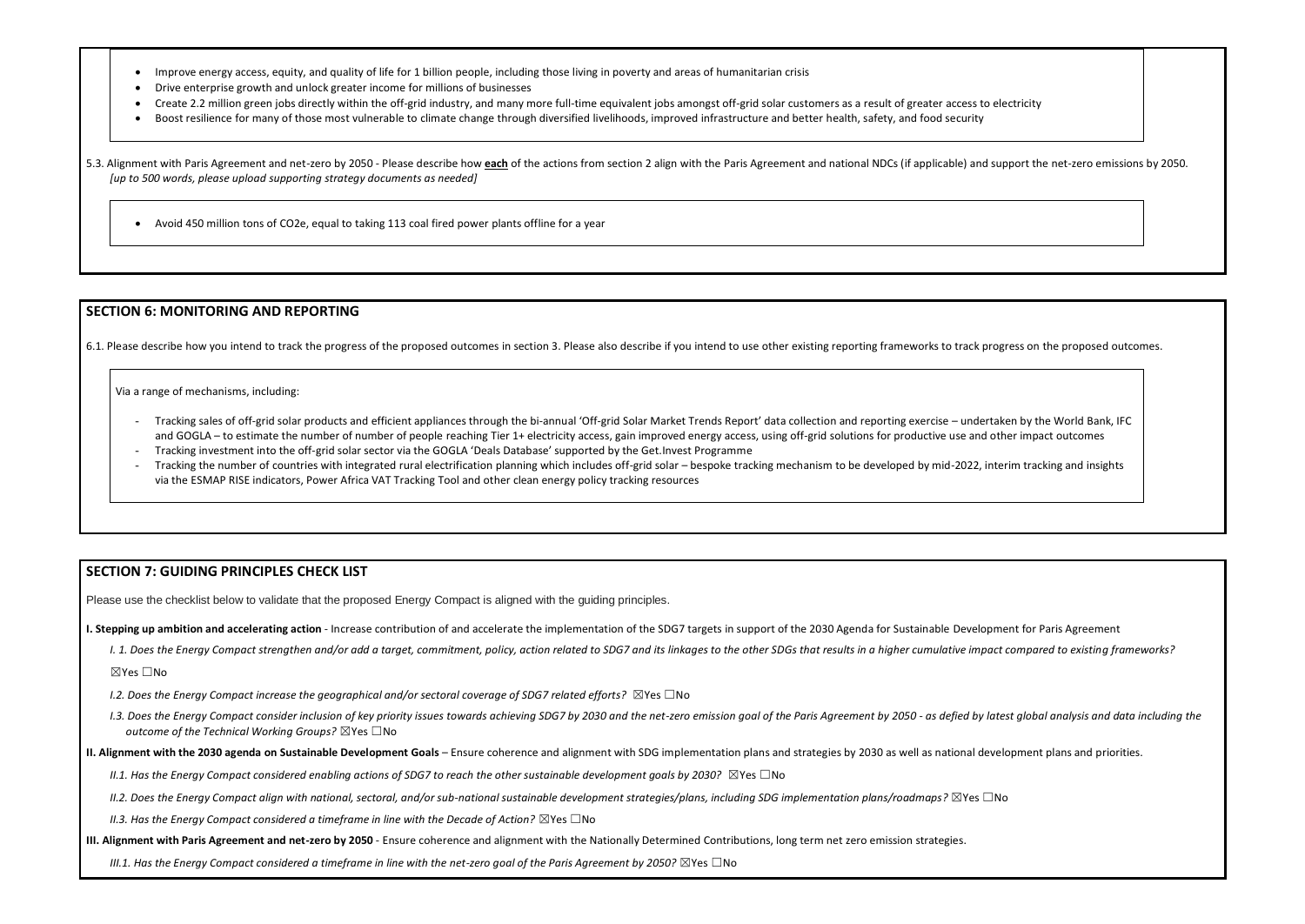- Improve energy access, equity, and quality of life for 1 billion people, including those living in poverty and areas of humanitarian crisis
- Drive enterprise growth and unlock greater income for millions of businesses
- Create 2.2 million green jobs directly within the off-grid industry, and many more full-time equivalent jobs amongst off-grid solar customers as a result of greater access to electricity
- Boost resilience for many of those most vulnerable to climate change through diversified livelihoods, improved infrastructure and better health, safety, and food security

5.3. Alignment with Paris Agreement and net-zero by 2050 - Please describe how **each** of the actions from section 2 align with the Paris Agreement and national NDCs (if applicable) and support the net-zero emissions by 2050. *[up to 500 words, please upload supporting strategy documents as needed]*

- Avoid 450 million tons of CO2e, equal to taking 113 coal fired power plants offline for a year

## SECTION 6: MONITORING AND REPORTING

6.1. Please describe how you intend to track the progress of the proposed outcomes in section 3. Please also describe if you intend to use other existing reporting frameworks to track progress on the proposed outcomes.

Via a range of mechanisms, including:

- Tracking sales of off-grid solar products and efficient appliances through the bi-annual 'Off-grid Solar Market Trends Report' data collection and reporting exercise – undertaken by the World Bank, IFC and GOGLA – to estimate the number of number of people reaching Tier 1+ electricity access, gain improved energy access, using off-grid solutions for productive use and other impact outcomes
- Tracking investment into the off-grid solar sector via the GOGLA 'Deals Database' supported by the Get.Invest Programme
- Tracking the number of countries with integrated rural electrification planning which includes off-grid solar – bespoke tracking mechanism to be developed by mid-2022, interim tracking and insights via the ESMAP RISE indicators, Power Africa VAT Tracking Tool and other clean energy policy tracking resources

## SECTION 7: GUIDING PRINCIPLES CHECK LIST

Please use the checklist below to validate that the proposed Energy Compact is aligned with the guiding principles.

**I. Stepping up ambition and accelerating action** - Increase contribution of and accelerate the implementation of the SDG7 targets in support of the 2030 Agenda for Sustainable Development for Paris Agreement

*I. 1. Does the Energy Compact strengthen and/or add a target, commitment, policy, action related to SDG7 and its linkages to the other SDGs that results in a higher cumulative impact compared to existing frameworks?*

☒Yes ☐No

*I.2. Does the Energy Compact increase the geographical and/or sectoral coverage of SDG7 related efforts?* ☒Yes ☐No

*I.3. Does the Energy Compact consider inclusion of key priority issues towards achieving SDG7 by 2030 and the net-zero emission goal of the Paris Agreement by 2050 - as defied by latest global analysis and data including the outcome of the Technical Working Groups?* ☒Yes ☐No

**II. Alignment with the 2030 agenda on Sustainable Development Goals** – Ensure coherence and alignment with SDG implementation plans and strategies by 2030 as well as national development plans and priorities.

*II.1. Has the Energy Compact considered enabling actions of SDG7 to reach the other sustainable development goals by 2030?* ☒Yes ☐No

*II.2. Does the Energy Compact align with national, sectoral, and/or sub-national sustainable development strategies/plans, including SDG implementation plans/roadmaps?* ☒Yes ☐No

*II.3. Has the Energy Compact considered a timeframe in line with the Decade of Action?* ☒Yes ☐No

**III. Alignment with Paris Agreement and net-zero by 2050** - Ensure coherence and alignment with the Nationally Determined Contributions, long term net zero emission strategies.

*III.1. Has the Energy Compact considered a timeframe in line with the net-zero goal of the Paris Agreement by 2050?* ☒Yes ☐No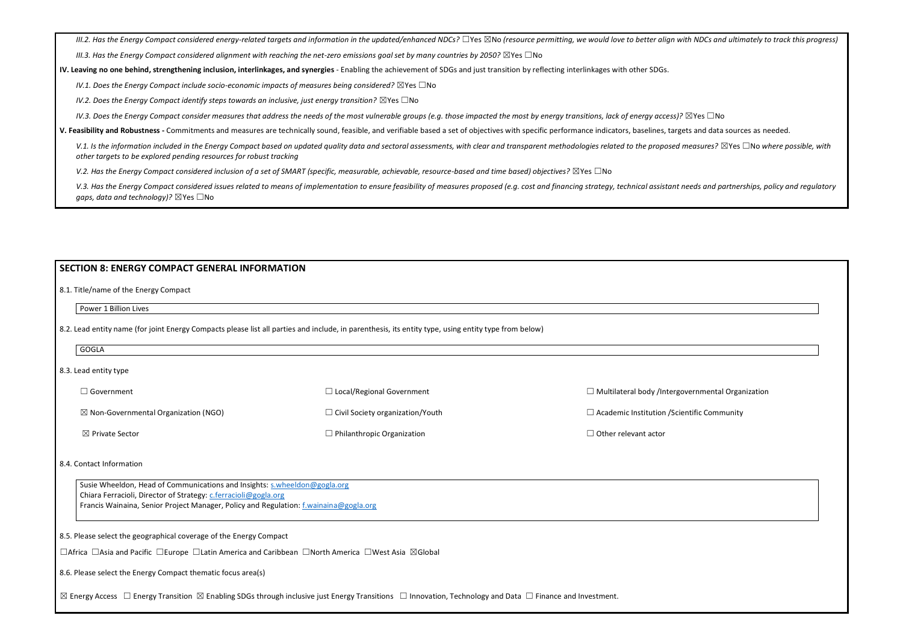*III.2. Has the Energy Compact considered energy-related targets and information in the updated/enhanced NDCs?* ☐Yes ☒No *(resource permitting, we would love to better align with NDCs and ultimately to track this progress)*

*III.3. Has the Energy Compact considered alignment with reaching the net-zero emissions goal set by many countries by 2050?* ☒Yes ☐No

**IV. Leaving no one behind, strengthening inclusion, interlinkages, and synergies** - Enabling the achievement of SDGs and just transition by reflecting interlinkages with other SDGs.

*IV.1. Does the Energy Compact include socio-economic impacts of measures being considered?* ☒Yes ☐No

*IV.2. Does the Energy Compact identify steps towards an inclusive, just energy transition?* ☒Yes ☐No

*IV.3. Does the Energy Compact consider measures that address the needs of the most vulnerable groups (e.g. those impacted the most by energy transitions, lack of energy access)?* ☒Yes ☐No

**V. Feasibility and Robustness -** Commitments and measures are technically sound, feasible, and verifiable based a set of objectives with specific performance indicators, baselines, targets and data sources as needed.

*V.1. Is the information included in the Energy Compact based on updated quality data and sectoral assessments, with clear and transparent methodologies related to the proposed measures?* ☒Yes ☐No *where possible, with other targets to be explored pending resources for robust tracking*

*V.2. Has the Energy Compact considered inclusion of a set of SMART (specific, measurable, achievable, resource-based and time based) objectives?* ☒Yes ☐No

*V.3. Has the Energy Compact considered issues related to means of implementation to ensure feasibility of measures proposed (e.g. cost and financing strategy, technical assistant needs and partnerships, policy and regulatory gaps, data and technology)?* ☒Yes ☐No

## SECTION 8: ENERGY COMPACT GENERAL INFORMATION

8.1. Title/name of the Energy Compact

Power 1 Billion Lives

8.2. Lead entity name (for joint Energy Compacts please list all parties and include, in parenthesis, its entity type, using entity type from below)

GOGLA

8.3. Lead entity type

| | | |
|---|---|---|
| ☐ Government | ☐ Local/Regional Government | ☐ Multilateral body /Intergovernmental Organization |
| ☒ Non-Governmental Organization (NGO) | ☐ Civil Society organization/Youth | ☐ Academic Institution /Scientific Community |
| ☒ Private Sector | ☐ Philanthropic Organization | ☐ Other relevant actor |

8.4. Contact Information

Susie Wheeldon, Head of Communications and Insights: s.wheeldon@gogla.org
Chiara Ferracioli, Director of Strategy: c.ferracioli@gogla.org
Francis Wainaina, Senior Project Manager, Policy and Regulation: f.wainaina@gogla.org

8.5. Please select the geographical coverage of the Energy Compact

☐Africa ☐Asia and Pacific ☐Europe ☐Latin America and Caribbean ☐North America ☐West Asia ☒Global

8.6. Please select the Energy Compact thematic focus area(s)

☒ Energy Access ☐ Energy Transition ☒ Enabling SDGs through inclusive just Energy Transitions ☐ Innovation, Technology and Data ☐ Finance and Investment.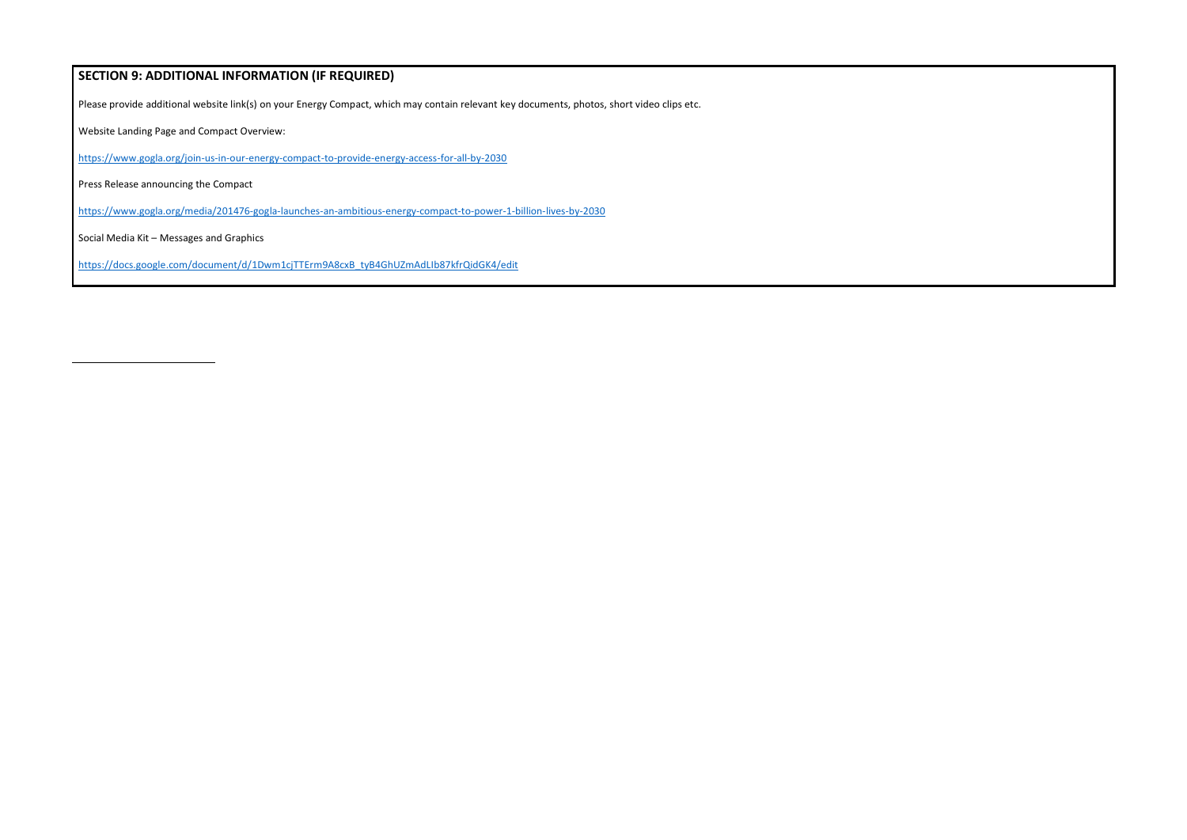## SECTION 9: ADDITIONAL INFORMATION (IF REQUIRED)

Please provide additional website link(s) on your Energy Compact, which may contain relevant key documents, photos, short video clips etc.

Website Landing Page and Compact Overview:

https://www.gogla.org/join-us-in-our-energy-compact-to-provide-energy-access-for-all-by-2030

Press Release announcing the Compact

https://www.gogla.org/media/201476-gogla-launches-an-ambitious-energy-compact-to-power-1-billion-lives-by-2030

Social Media Kit – Messages and Graphics

https://docs.google.com/document/d/1Dwm1cjTTErm9A8cxB_tyB4GhUZmAdLIb87kfrQidGK4/edit